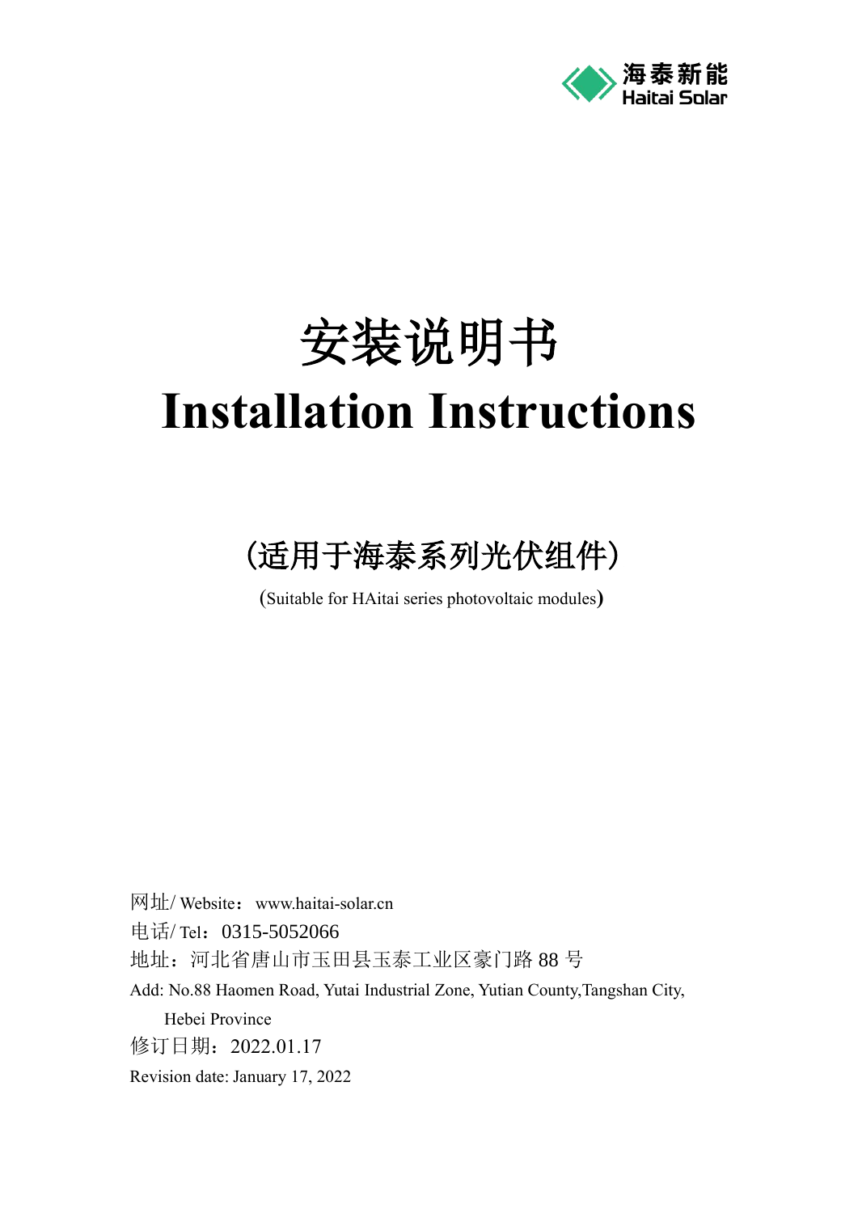海泰新能
Haitai Solar

# 安装说明书
# Installation Instructions

## (适用于海泰系列光伏组件)

(Suitable for HAitai series photovoltaic modules)

网址/ Website：www.haitai-solar.cn

电话/ Tel：0315-5052066

地址：河北省唐山市玉田县玉泰工业区豪门路 88 号

Add: No.88 Haomen Road, Yutai Industrial Zone, Yutian County,Tangshan City, Hebei Province

修订日期：2022.01.17

Revision date: January 17, 2022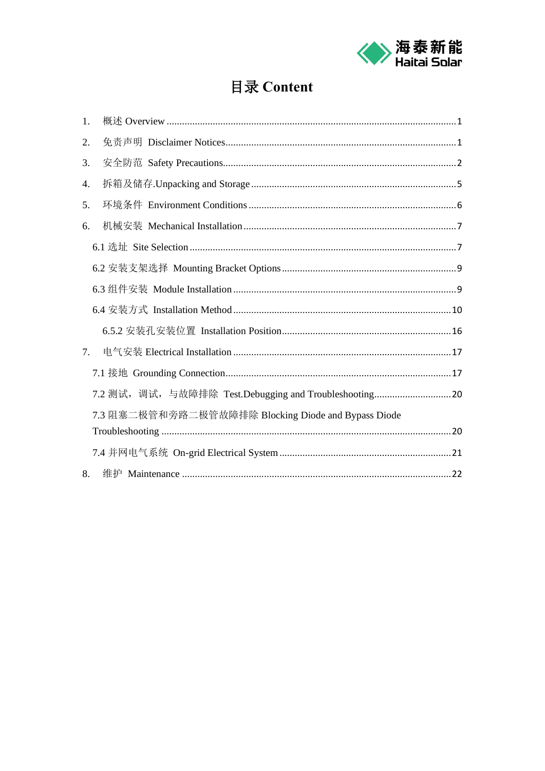# 目录 Content

1. 概述 Overview ....................................................................................................1
2. 免责声明 Disclaimer Notices..................................................................................1
3. 安全防范 Safety Precautions...................................................................................2
4. 拆箱及储存.Unpacking and Storage ........................................................................5
5. 环境条件 Environment Conditions .........................................................................6
6. 机械安装 Mechanical Installation ...........................................................................7
   - 6.1 选址 Site Selection ..........................................................................................7
   - 6.2 安装支架选择 Mounting Bracket Options .......................................................9
   - 6.3 组件安装 Module Installation ..........................................................................9
   - 6.4 安装方式 Installation Method ........................................................................10
     - 6.5.2 安装孔安装位置 Installation Position.....................................................16
7. 电气安装 Electrical Installation ............................................................................17
   - 7.1 接地 Grounding Connection...........................................................................17
   - 7.2 测试，调试，与故障排除 Test.Debugging and Troubleshooting...................20
   - 7.3 阻塞二极管和旁路二极管故障排除 Blocking Diode and Bypass Diode Troubleshooting ....................................................................................................20
   - 7.4 并网电气系统 On-grid Electrical System ......................................................21
8. 维护 Maintenance ................................................................................................22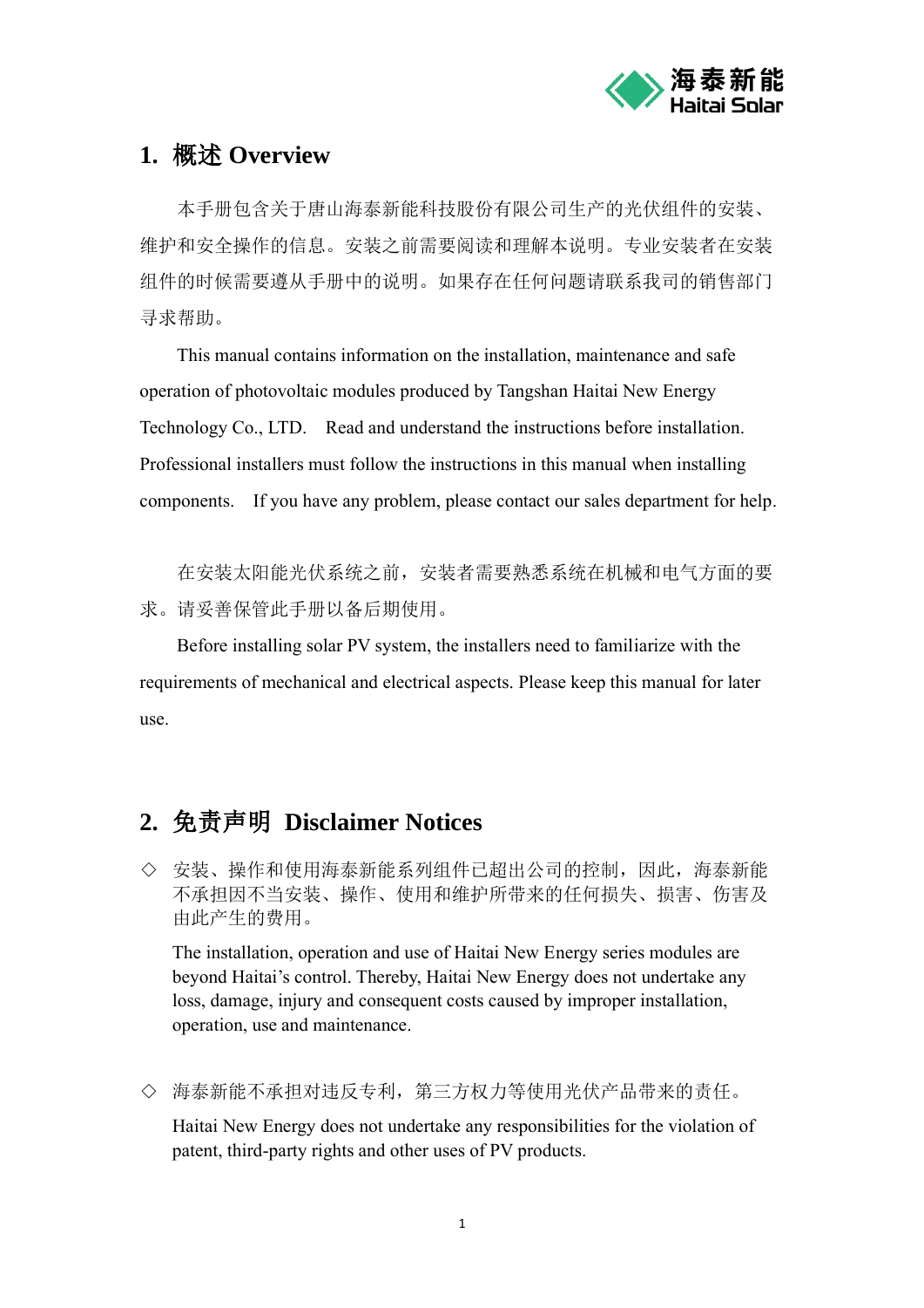## 1. 概述 Overview

本手册包含关于唐山海泰新能科技股份有限公司生产的光伏组件的安装、维护和安全操作的信息。安装之前需要阅读和理解本说明。专业安装者在安装组件的时候需要遵从手册中的说明。如果存在任何问题请联系我司的销售部门寻求帮助。

This manual contains information on the installation, maintenance and safe operation of photovoltaic modules produced by Tangshan Haitai New Energy Technology Co., LTD. Read and understand the instructions before installation. Professional installers must follow the instructions in this manual when installing components. If you have any problem, please contact our sales department for help.

在安装太阳能光伏系统之前，安装者需要熟悉系统在机械和电气方面的要求。请妥善保管此手册以备后期使用。

Before installing solar PV system, the installers need to familiarize with the requirements of mechanical and electrical aspects. Please keep this manual for later use.

## 2. 免责声明 Disclaimer Notices

◇ 安装、操作和使用海泰新能系列组件已超出公司的控制，因此，海泰新能不承担因不当安装、操作、使用和维护所带来的任何损失、损害、伤害及由此产生的费用。

The installation, operation and use of Haitai New Energy series modules are beyond Haitai's control. Thereby, Haitai New Energy does not undertake any loss, damage, injury and consequent costs caused by improper installation, operation, use and maintenance.

◇ 海泰新能不承担对违反专利，第三方权力等使用光伏产品带来的责任。

Haitai New Energy does not undertake any responsibilities for the violation of patent, third-party rights and other uses of PV products.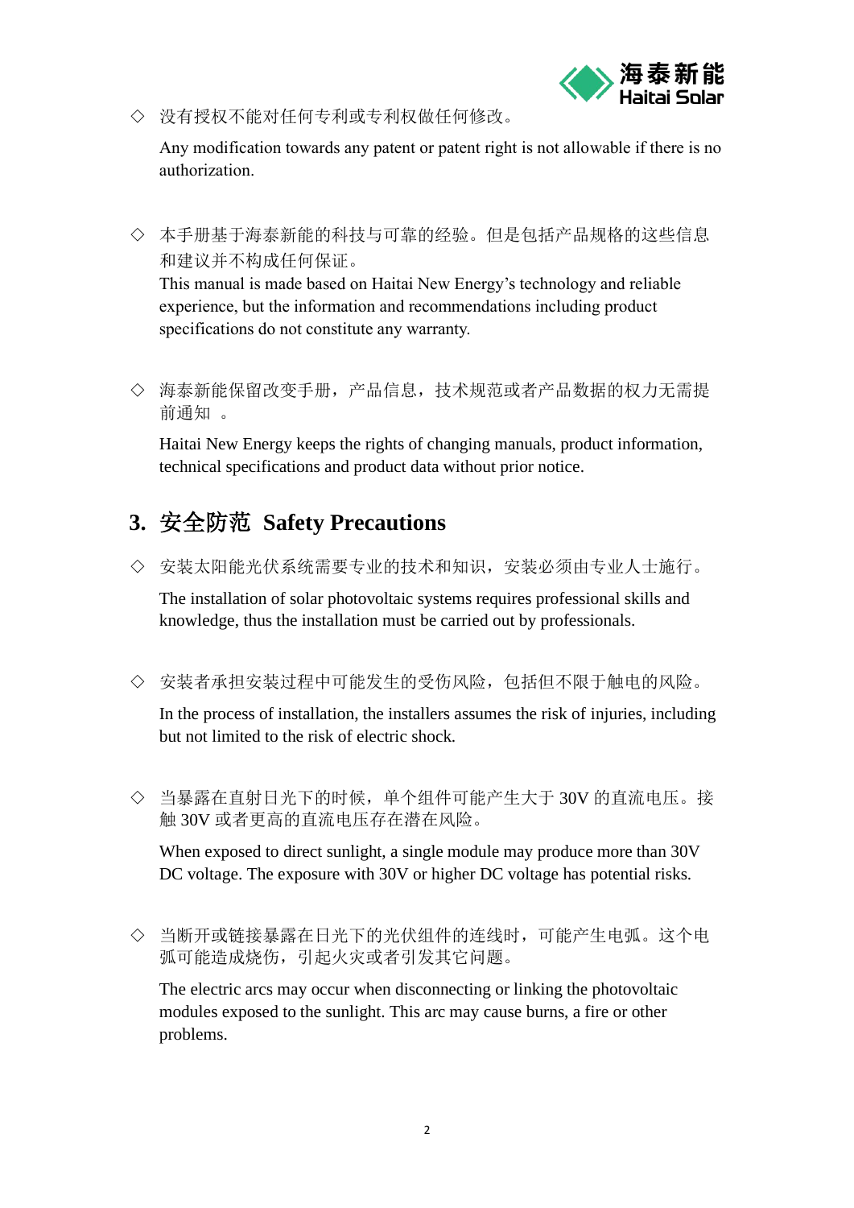◇ 没有授权不能对任何专利或专利权做任何修改。

Any modification towards any patent or patent right is not allowable if there is no authorization.

◇ 本手册基于海泰新能的科技与可靠的经验。但是包括产品规格的这些信息和建议并不构成任何保证。
This manual is made based on Haitai New Energy's technology and reliable experience, but the information and recommendations including product specifications do not constitute any warranty.

◇ 海泰新能保留改变手册，产品信息，技术规范或者产品数据的权力无需提前通知 。

Haitai New Energy keeps the rights of changing manuals, product information, technical specifications and product data without prior notice.

## 3. 安全防范 Safety Precautions

◇ 安装太阳能光伏系统需要专业的技术和知识，安装必须由专业人士施行。

The installation of solar photovoltaic systems requires professional skills and knowledge, thus the installation must be carried out by professionals.

◇ 安装者承担安装过程中可能发生的受伤风险，包括但不限于触电的风险。

In the process of installation, the installers assumes the risk of injuries, including but not limited to the risk of electric shock.

◇ 当暴露在直射日光下的时候，单个组件可能产生大于 30V 的直流电压。接触 30V 或者更高的直流电压存在潜在风险。

When exposed to direct sunlight, a single module may produce more than 30V DC voltage. The exposure with 30V or higher DC voltage has potential risks.

◇ 当断开或链接暴露在日光下的光伏组件的连线时，可能产生电弧。这个电弧可能造成烧伤，引起火灾或者引发其它问题。

The electric arcs may occur when disconnecting or linking the photovoltaic modules exposed to the sunlight. This arc may cause burns, a fire or other problems.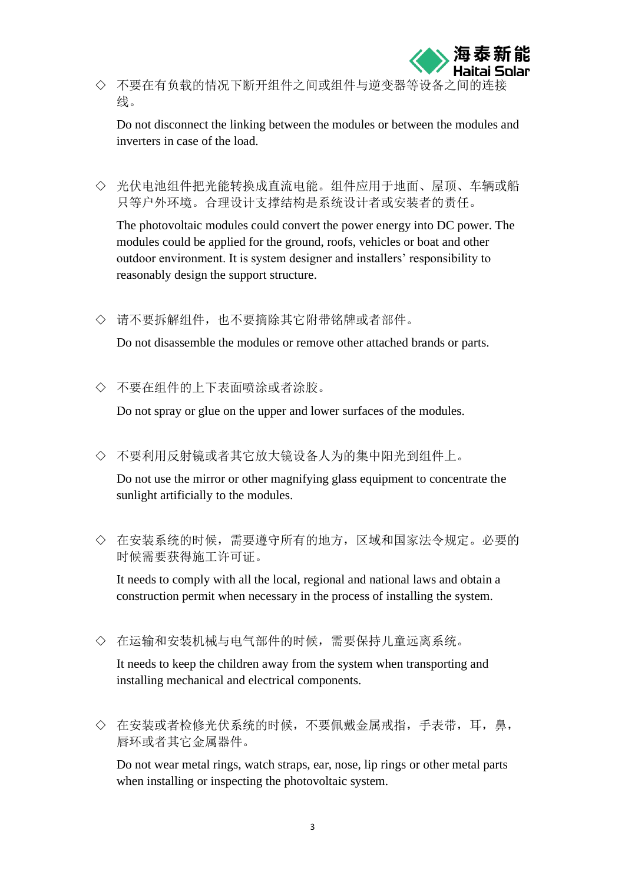◇ 不要在有负载的情况下断开组件之间或组件与逆变器等设备之间的连接线。

Do not disconnect the linking between the modules or between the modules and inverters in case of the load.

◇ 光伏电池组件把光能转换成直流电能。组件应用于地面、屋顶、车辆或船只等户外环境。合理设计支撑结构是系统设计者或安装者的责任。

The photovoltaic modules could convert the power energy into DC power. The modules could be applied for the ground, roofs, vehicles or boat and other outdoor environment. It is system designer and installers' responsibility to reasonably design the support structure.

◇ 请不要拆解组件，也不要摘除其它附带铭牌或者部件。

Do not disassemble the modules or remove other attached brands or parts.

◇ 不要在组件的上下表面喷涂或者涂胶。

Do not spray or glue on the upper and lower surfaces of the modules.

◇ 不要利用反射镜或者其它放大镜设备人为的集中阳光到组件上。

Do not use the mirror or other magnifying glass equipment to concentrate the sunlight artificially to the modules.

◇ 在安装系统的时候，需要遵守所有的地方，区域和国家法令规定。必要的时候需要获得施工许可证。

It needs to comply with all the local, regional and national laws and obtain a construction permit when necessary in the process of installing the system.

◇ 在运输和安装机械与电气部件的时候，需要保持儿童远离系统。

It needs to keep the children away from the system when transporting and installing mechanical and electrical components.

◇ 在安装或者检修光伏系统的时候，不要佩戴金属戒指，手表带，耳，鼻，唇环或者其它金属器件。

Do not wear metal rings, watch straps, ear, nose, lip rings or other metal parts when installing or inspecting the photovoltaic system.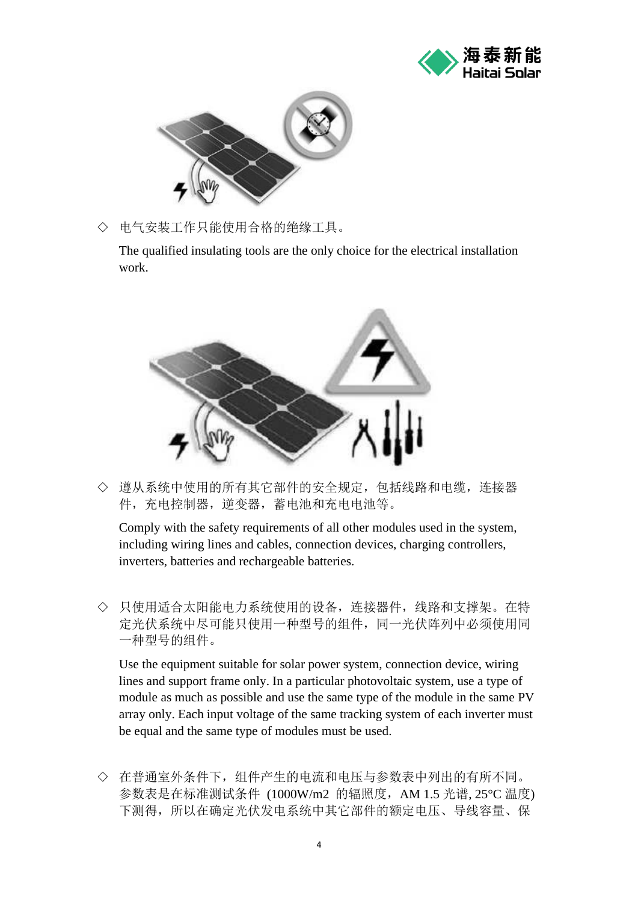◇ 电气安装工作只能使用合格的绝缘工具。

The qualified insulating tools are the only choice for the electrical installation work.

◇ 遵从系统中使用的所有其它部件的安全规定，包括线路和电缆，连接器件，充电控制器，逆变器，蓄电池和充电电池等。

Comply with the safety requirements of all other modules used in the system, including wiring lines and cables, connection devices, charging controllers, inverters, batteries and rechargeable batteries.

◇ 只使用适合太阳能电力系统使用的设备，连接器件，线路和支撑架。在特定光伏系统中尽可能只使用一种型号的组件，同一光伏阵列中必须使用同一种型号的组件。

Use the equipment suitable for solar power system, connection device, wiring lines and support frame only. In a particular photovoltaic system, use a type of module as much as possible and use the same type of the module in the same PV array only. Each input voltage of the same tracking system of each inverter must be equal and the same type of modules must be used.

◇ 在普通室外条件下，组件产生的电流和电压与参数表中列出的有所不同。参数表是在标准测试条件 (1000W/m2 的辐照度，AM 1.5 光谱, 25°C 温度) 下测得，所以在确定光伏发电系统中其它部件的额定电压、导线容量、保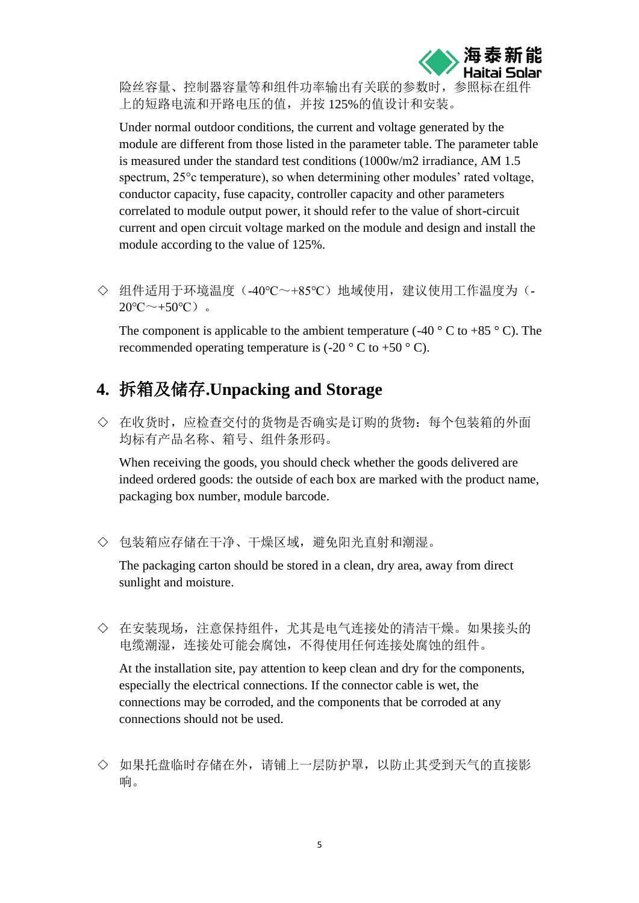险丝容量、控制器容量等和组件功率输出有关联的参数时，参照标在组件上的短路电流和开路电压的值，并按 125%的值设计和安装。

Under normal outdoor conditions, the current and voltage generated by the module are different from those listed in the parameter table. The parameter table is measured under the standard test conditions (1000w/m2 irradiance, AM 1.5 spectrum, 25°c temperature), so when determining other modules' rated voltage, conductor capacity, fuse capacity, controller capacity and other parameters correlated to module output power, it should refer to the value of short-circuit current and open circuit voltage marked on the module and design and install the module according to the value of 125%.

◇ 组件适用于环境温度（-40℃～+85℃）地域使用，建议使用工作温度为（-20℃～+50℃）。

The component is applicable to the ambient temperature (-40 ° C to +85 ° C). The recommended operating temperature is (-20 ° C to +50 ° C).

## 4. 拆箱及储存.Unpacking and Storage

◇ 在收货时，应检查交付的货物是否确实是订购的货物：每个包装箱的外面均标有产品名称、箱号、组件条形码。

When receiving the goods, you should check whether the goods delivered are indeed ordered goods: the outside of each box are marked with the product name, packaging box number, module barcode.

◇ 包装箱应存储在干净、干燥区域，避免阳光直射和潮湿。

The packaging carton should be stored in a clean, dry area, away from direct sunlight and moisture.

◇ 在安装现场，注意保持组件，尤其是电气连接处的清洁干燥。如果接头的电缆潮湿，连接处可能会腐蚀，不得使用任何连接处腐蚀的组件。

At the installation site, pay attention to keep clean and dry for the components, especially the electrical connections. If the connector cable is wet, the connections may be corroded, and the components that be corroded at any connections should not be used.

◇ 如果托盘临时存储在外，请铺上一层防护罩，以防止其受到天气的直接影响。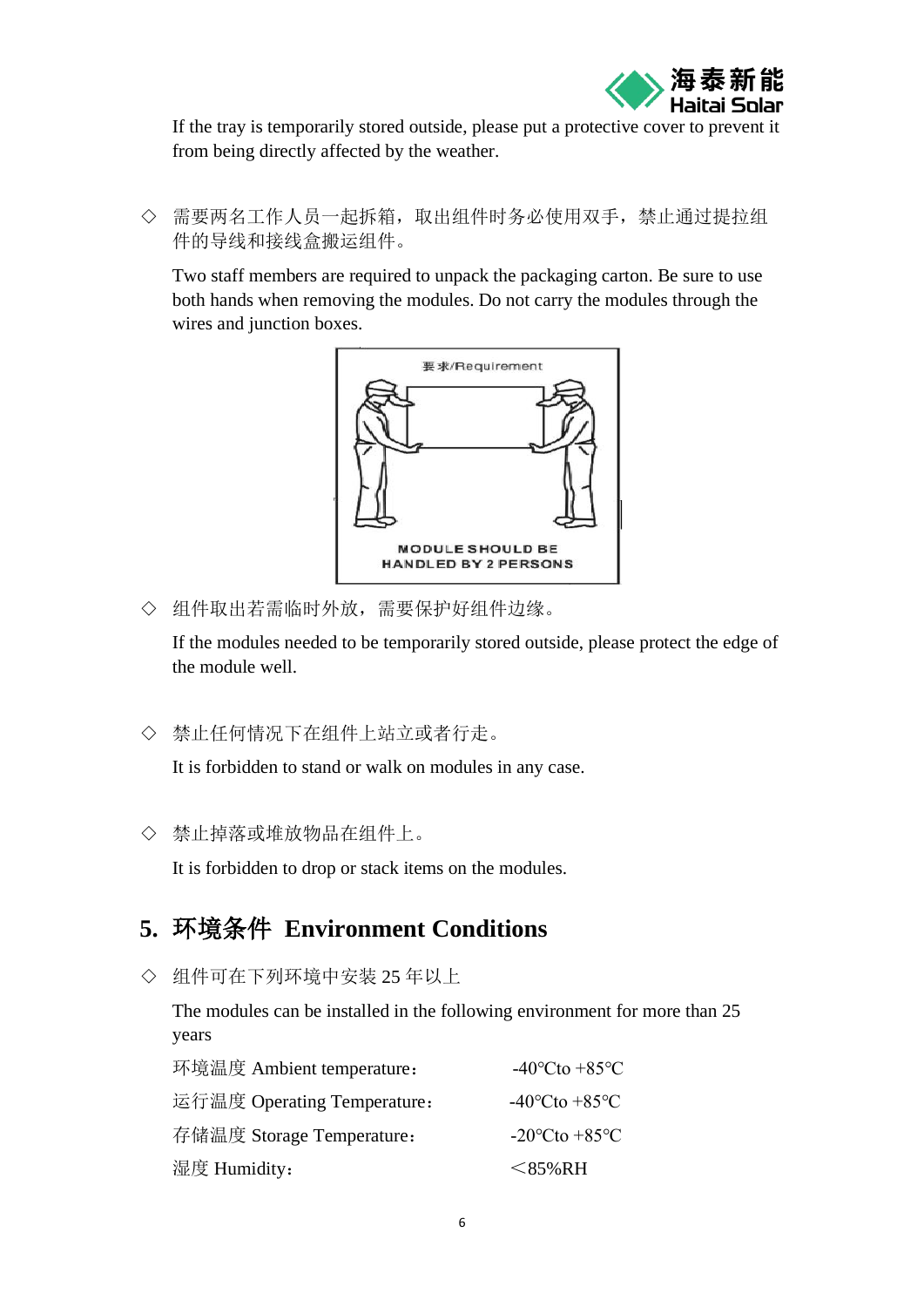If the tray is temporarily stored outside, please put a protective cover to prevent it from being directly affected by the weather.

◇ 需要两名工作人员一起拆箱，取出组件时务必使用双手，禁止通过提拉组件的导线和接线盒搬运组件。

Two staff members are required to unpack the packaging carton. Be sure to use both hands when removing the modules. Do not carry the modules through the wires and junction boxes.

要求/Requirement

MODULE SHOULD BE HANDLED BY 2 PERSONS

◇ 组件取出若需临时外放，需要保护好组件边缘。

If the modules needed to be temporarily stored outside, please protect the edge of the module well.

◇ 禁止任何情况下在组件上站立或者行走。

It is forbidden to stand or walk on modules in any case.

◇ 禁止掉落或堆放物品在组件上。

It is forbidden to drop or stack items on the modules.

## 5. 环境条件 Environment Conditions

◇ 组件可在下列环境中安装 25 年以上

The modules can be installed in the following environment for more than 25 years

| | |
|---|---|
| 环境温度 Ambient temperature： | -40℃to +85℃ |
| 运行温度 Operating Temperature： | -40℃to +85℃ |
| 存储温度 Storage Temperature： | -20℃to +85℃ |
| 湿度 Humidity： | ＜85%RH |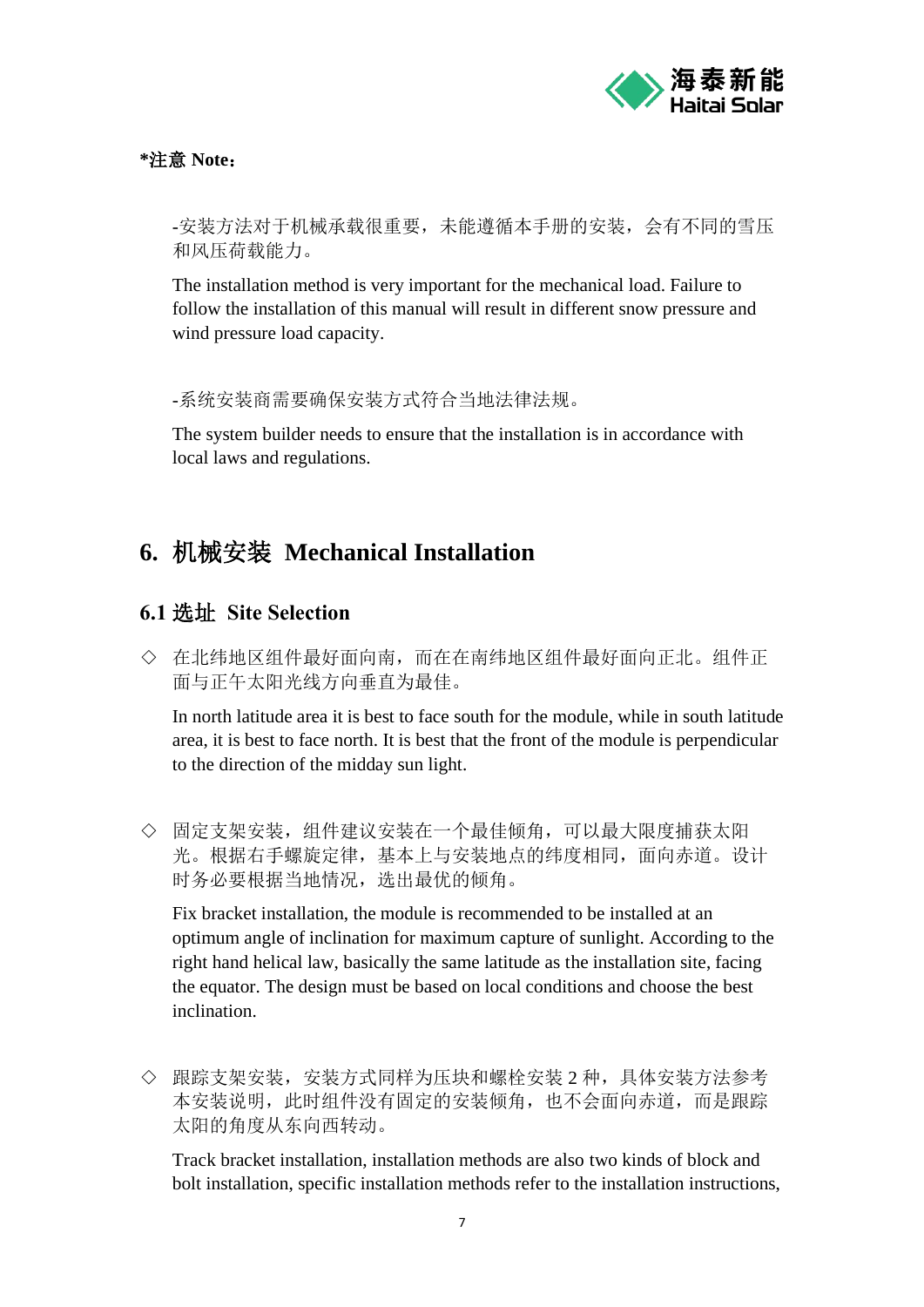**\*注意 Note：**

-安装方法对于机械承载很重要，未能遵循本手册的安装，会有不同的雪压和风压荷载能力。

The installation method is very important for the mechanical load. Failure to follow the installation of this manual will result in different snow pressure and wind pressure load capacity.

-系统安装商需要确保安装方式符合当地法律法规。

The system builder needs to ensure that the installation is in accordance with local laws and regulations.

# 6. 机械安装 Mechanical Installation

## 6.1 选址 Site Selection

◇ 在北纬地区组件最好面向南，而在南纬地区组件最好面向正北。组件正面与正午太阳光线方向垂直为最佳。

In north latitude area it is best to face south for the module, while in south latitude area, it is best to face north. It is best that the front of the module is perpendicular to the direction of the midday sun light.

◇ 固定支架安装，组件建议安装在一个最佳倾角，可以最大限度捕获太阳光。根据右手螺旋定律，基本上与安装地点的纬度相同，面向赤道。设计时务必要根据当地情况，选出最优的倾角。

Fix bracket installation, the module is recommended to be installed at an optimum angle of inclination for maximum capture of sunlight. According to the right hand helical law, basically the same latitude as the installation site, facing the equator. The design must be based on local conditions and choose the best inclination.

◇ 跟踪支架安装，安装方式同样为压块和螺栓安装 2 种，具体安装方法参考本安装说明，此时组件没有固定的安装倾角，也不会面向赤道，而是跟踪太阳的角度从东向西转动。

Track bracket installation, installation methods are also two kinds of block and bolt installation, specific installation methods refer to the installation instructions,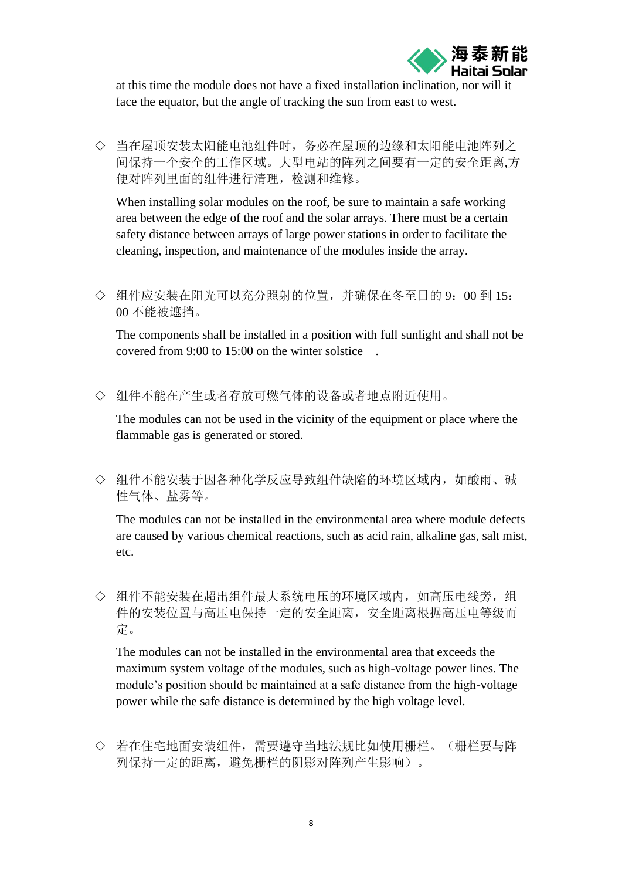at this time the module does not have a fixed installation inclination, nor will it face the equator, but the angle of tracking the sun from east to west.

◇ 当在屋顶安装太阳能电池组件时，务必在屋顶的边缘和太阳能电池阵列之间保持一个安全的工作区域。大型电站的阵列之间要有一定的安全距离,方便对阵列里面的组件进行清理，检测和维修。

When installing solar modules on the roof, be sure to maintain a safe working area between the edge of the roof and the solar arrays. There must be a certain safety distance between arrays of large power stations in order to facilitate the cleaning, inspection, and maintenance of the modules inside the array.

◇ 组件应安装在阳光可以充分照射的位置，并确保在冬至日的 9：00 到 15：00 不能被遮挡。

The components shall be installed in a position with full sunlight and shall not be covered from 9:00 to 15:00 on the winter solstice .

◇ 组件不能在产生或者存放可燃气体的设备或者地点附近使用。

The modules can not be used in the vicinity of the equipment or place where the flammable gas is generated or stored.

◇ 组件不能安装于因各种化学反应导致组件缺陷的环境区域内，如酸雨、碱性气体、盐雾等。

The modules can not be installed in the environmental area where module defects are caused by various chemical reactions, such as acid rain, alkaline gas, salt mist, etc.

◇ 组件不能安装在超出组件最大系统电压的环境区域内，如高压电线旁，组件的安装位置与高压电保持一定的安全距离，安全距离根据高压电等级而定。

The modules can not be installed in the environmental area that exceeds the maximum system voltage of the modules, such as high-voltage power lines. The module’s position should be maintained at a safe distance from the high-voltage power while the safe distance is determined by the high voltage level.

◇ 若在住宅地面安装组件，需要遵守当地法规比如使用栅栏。（栅栏要与阵列保持一定的距离，避免栅栏的阴影对阵列产生影响）。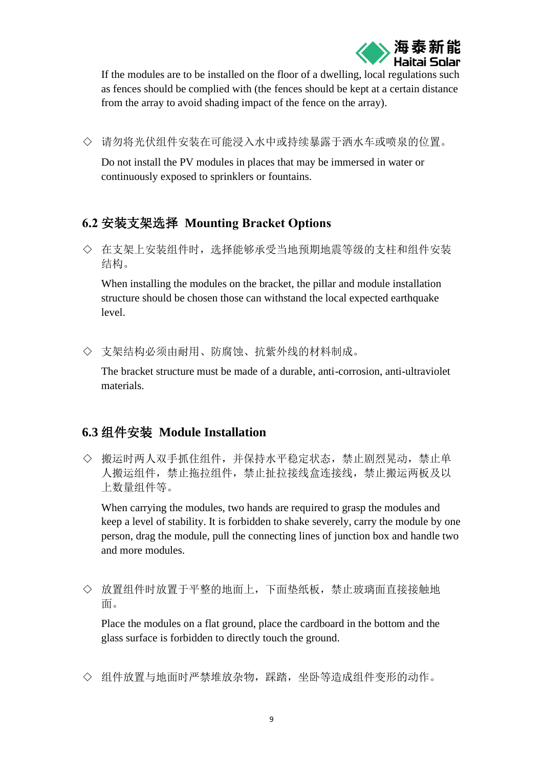If the modules are to be installed on the floor of a dwelling, local regulations such as fences should be complied with (the fences should be kept at a certain distance from the array to avoid shading impact of the fence on the array).

◇ 请勿将光伏组件安装在可能浸入水中或持续暴露于洒水车或喷泉的位置。

Do not install the PV modules in places that may be immersed in water or continuously exposed to sprinklers or fountains.

## 6.2 安装支架选择 Mounting Bracket Options

◇ 在支架上安装组件时，选择能够承受当地预期地震等级的支柱和组件安装结构。

When installing the modules on the bracket, the pillar and module installation structure should be chosen those can withstand the local expected earthquake level.

◇ 支架结构必须由耐用、防腐蚀、抗紫外线的材料制成。

The bracket structure must be made of a durable, anti-corrosion, anti-ultraviolet materials.

## 6.3 组件安装 Module Installation

◇ 搬运时两人双手抓住组件，并保持水平稳定状态，禁止剧烈晃动，禁止单人搬运组件，禁止拖拉组件，禁止扯拉接线盒连接线，禁止搬运两板及以上数量组件等。

When carrying the modules, two hands are required to grasp the modules and keep a level of stability. It is forbidden to shake severely, carry the module by one person, drag the module, pull the connecting lines of junction box and handle two and more modules.

◇ 放置组件时放置于平整的地面上，下面垫纸板，禁止玻璃面直接接触地面。

Place the modules on a flat ground, place the cardboard in the bottom and the glass surface is forbidden to directly touch the ground.

◇ 组件放置与地面时严禁堆放杂物，踩踏，坐卧等造成组件变形的动作。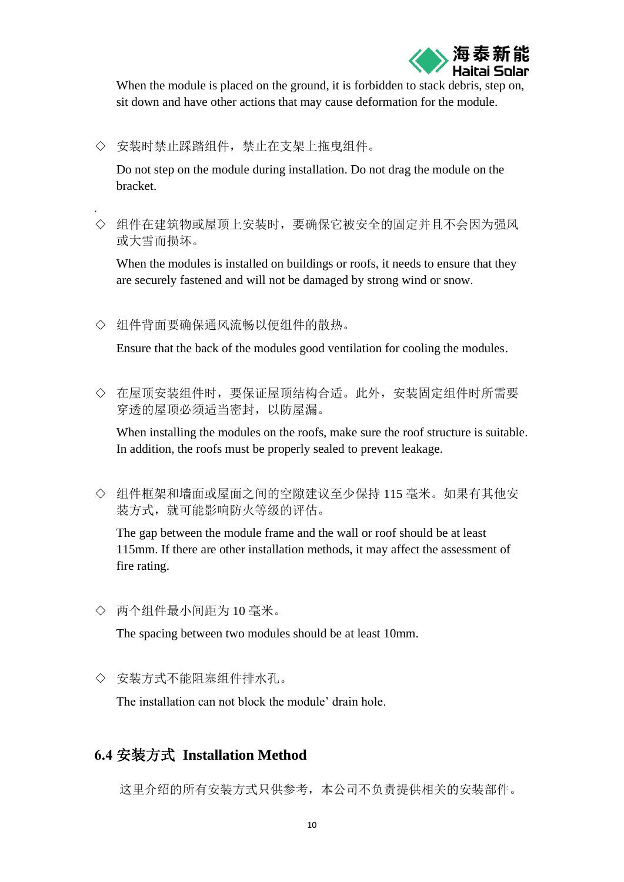When the module is placed on the ground, it is forbidden to stack debris, step on, sit down and have other actions that may cause deformation for the module.

◇ 安装时禁止踩踏组件，禁止在支架上拖曳组件。

Do not step on the module during installation. Do not drag the module on the bracket.

◇ 组件在建筑物或屋顶上安装时，要确保它被安全的固定并且不会因为强风或大雪而损坏。

When the modules is installed on buildings or roofs, it needs to ensure that they are securely fastened and will not be damaged by strong wind or snow.

◇ 组件背面要确保通风流畅以便组件的散热。

Ensure that the back of the modules good ventilation for cooling the modules.

◇ 在屋顶安装组件时，要保证屋顶结构合适。此外，安装固定组件时所需要穿透的屋顶必须适当密封，以防屋漏。

When installing the modules on the roofs, make sure the roof structure is suitable. In addition, the roofs must be properly sealed to prevent leakage.

◇ 组件框架和墙面或屋面之间的空隙建议至少保持 115 毫米。如果有其他安装方式，就可能影响防火等级的评估。

The gap between the module frame and the wall or roof should be at least 115mm. If there are other installation methods, it may affect the assessment of fire rating.

◇ 两个组件最小间距为 10 毫米。

The spacing between two modules should be at least 10mm.

◇ 安装方式不能阻塞组件排水孔。

The installation can not block the module' drain hole.

## 6.4 安装方式 Installation Method

这里介绍的所有安装方式只供参考，本公司不负责提供相关的安装部件。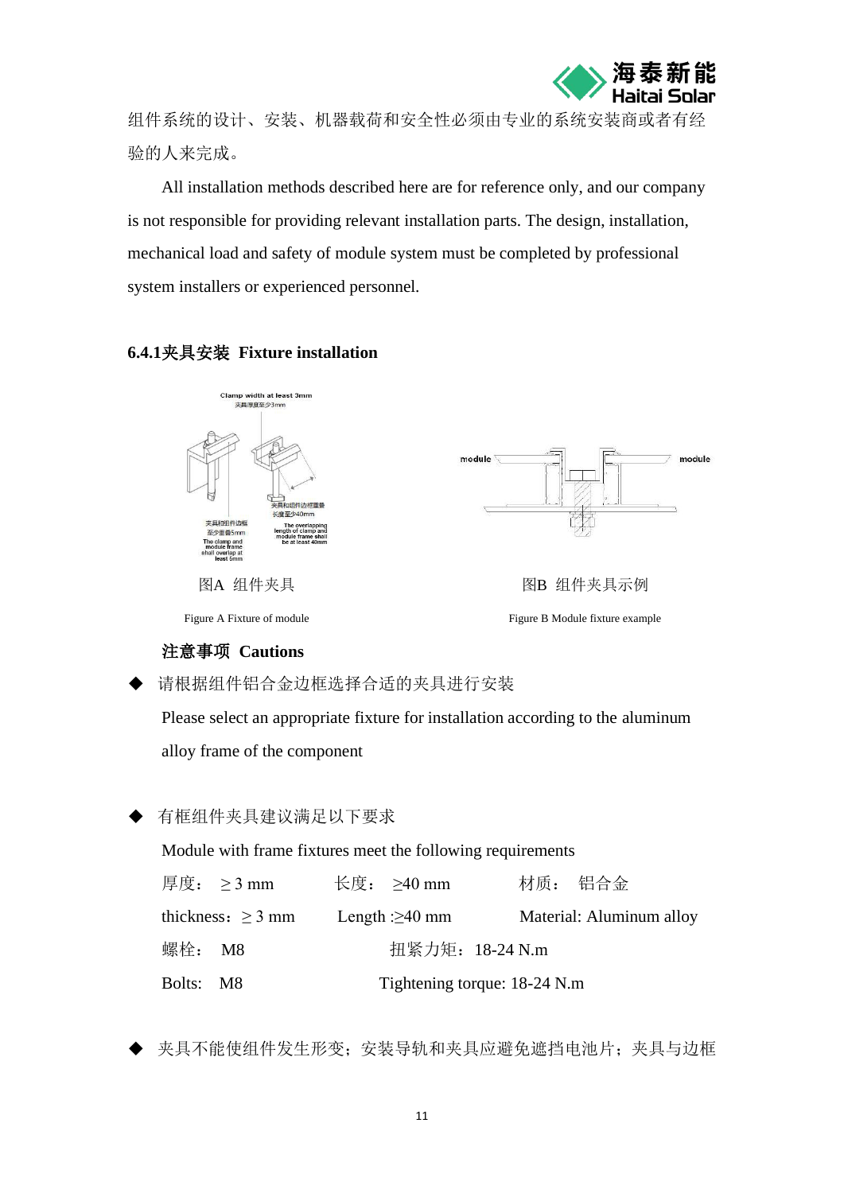组件系统的设计、安装、机器载荷和安全性必须由专业的系统安装商或者有经验的人来完成。

All installation methods described here are for reference only, and our company is not responsible for providing relevant installation parts. The design, installation, mechanical load and safety of module system must be completed by professional system installers or experienced personnel.

### 6.4.1夹具安装 Fixture installation

图A 组件夹具

Figure A Fixture of module

图B 组件夹具示例

Figure B Module fixture example

**注意事项 Cautions**

◆ 请根据组件铝合金边框选择合适的夹具进行安装

Please select an appropriate fixture for installation according to the aluminum alloy frame of the component

◆ 有框组件夹具建议满足以下要求

Module with frame fixtures meet the following requirements

厚度： ≥ 3 mm　　长度： ≥40 mm　　材质： 铝合金

thickness：≥ 3 mm　　Length :≥40 mm　　Material: Aluminum alloy

螺栓： M8　　扭紧力矩：18-24 N.m

Bolts: M8　　Tightening torque: 18-24 N.m

◆ 夹具不能使组件发生形变；安装导轨和夹具应避免遮挡电池片；夹具与边框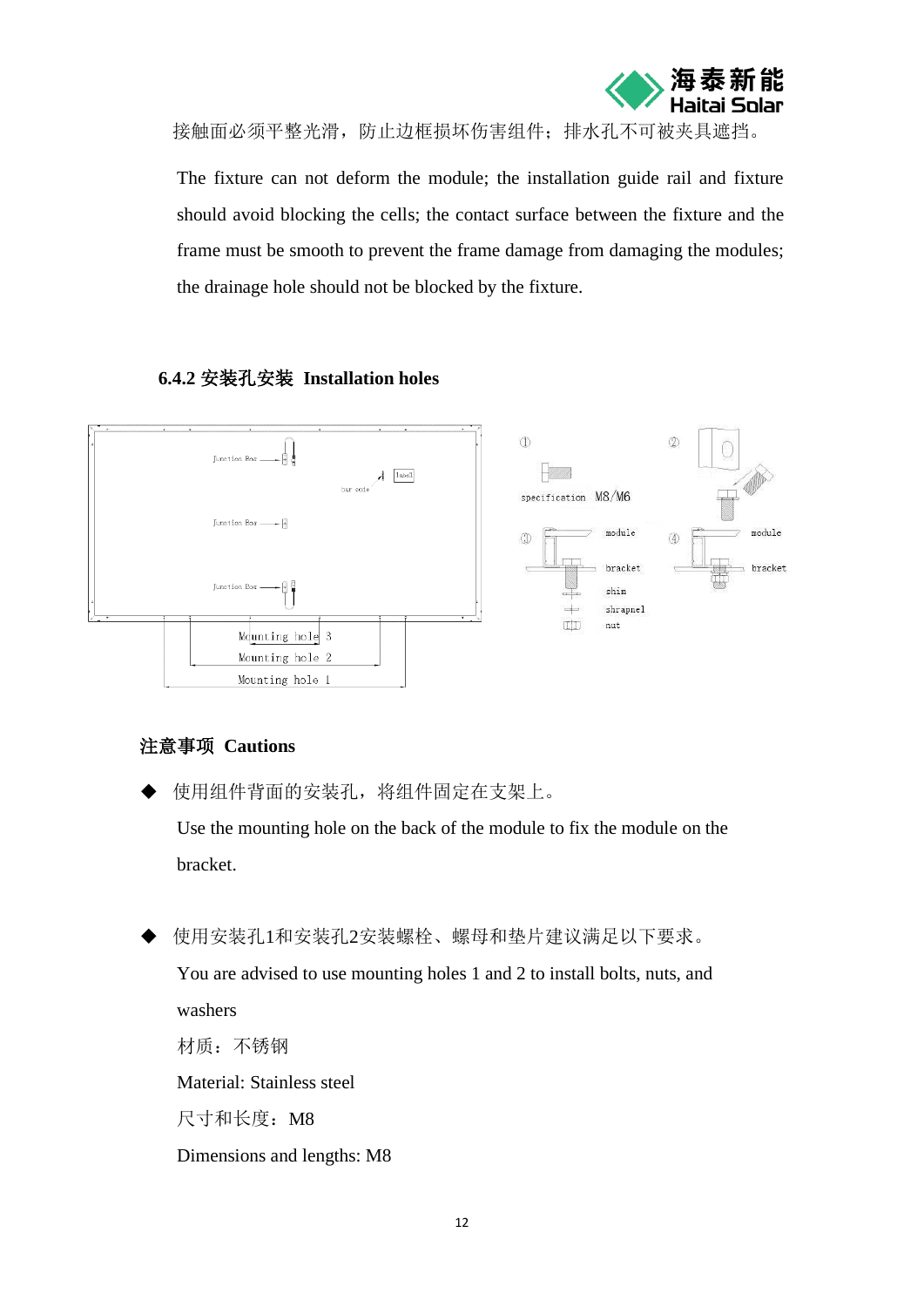接触面必须平整光滑，防止边框损坏伤害组件；排水孔不可被夹具遮挡。

The fixture can not deform the module; the installation guide rail and fixture should avoid blocking the cells; the contact surface between the fixture and the frame must be smooth to prevent the frame damage from damaging the modules; the drainage hole should not be blocked by the fixture.

### 6.4.2 安装孔安装 Installation holes

**注意事项 Cautions**

- 使用组件背面的安装孔，将组件固定在支架上。

  Use the mounting hole on the back of the module to fix the module on the bracket.

- 使用安装孔1和安装孔2安装螺栓、螺母和垫片建议满足以下要求。

  You are advised to use mounting holes 1 and 2 to install bolts, nuts, and washers

  材质：不锈钢

  Material: Stainless steel

  尺寸和长度：M8

  Dimensions and lengths: M8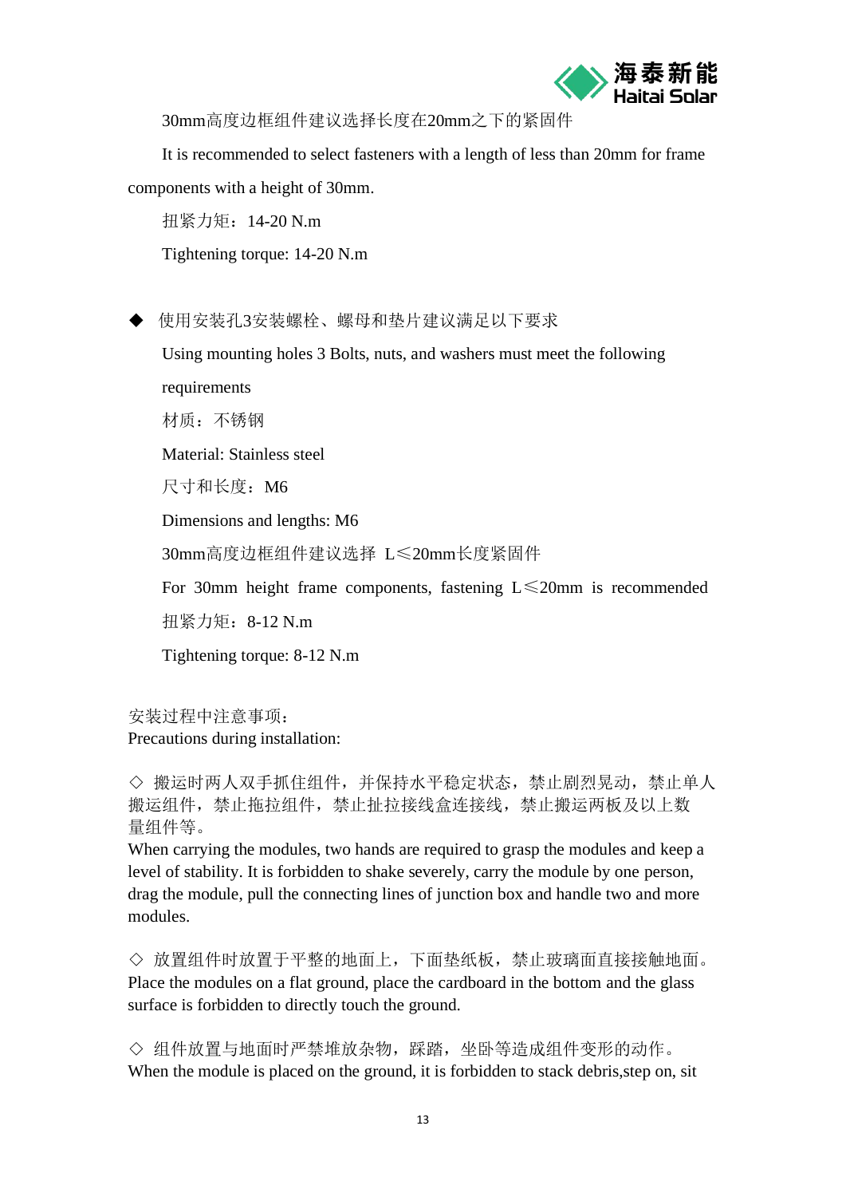30mm高度边框组件建议选择长度在20mm之下的紧固件

It is recommended to select fasteners with a length of less than 20mm for frame components with a height of 30mm.

扭紧力矩：14-20 N.m

Tightening torque: 14-20 N.m

- 使用安装孔3安装螺栓、螺母和垫片建议满足以下要求

  Using mounting holes 3 Bolts, nuts, and washers must meet the following requirements

  材质：不锈钢

  Material: Stainless steel

  尺寸和长度：M6

  Dimensions and lengths: M6

  30mm高度边框组件建议选择 L≤20mm长度紧固件

  For 30mm height frame components, fastening L≤20mm is recommended

  扭紧力矩：8-12 N.m

  Tightening torque: 8-12 N.m

安装过程中注意事项：
Precautions during installation:

◇ 搬运时两人双手抓住组件，并保持水平稳定状态，禁止剧烈晃动，禁止单人搬运组件，禁止拖拉组件，禁止扯拉接线盒连接线，禁止搬运两板及以上数量组件等。
When carrying the modules, two hands are required to grasp the modules and keep a level of stability. It is forbidden to shake severely, carry the module by one person, drag the module, pull the connecting lines of junction box and handle two and more modules.

◇ 放置组件时放置于平整的地面上，下面垫纸板，禁止玻璃面直接接触地面。
Place the modules on a flat ground, place the cardboard in the bottom and the glass surface is forbidden to directly touch the ground.

◇ 组件放置与地面时严禁堆放杂物，踩踏，坐卧等造成组件变形的动作。
When the module is placed on the ground, it is forbidden to stack debris,step on, sit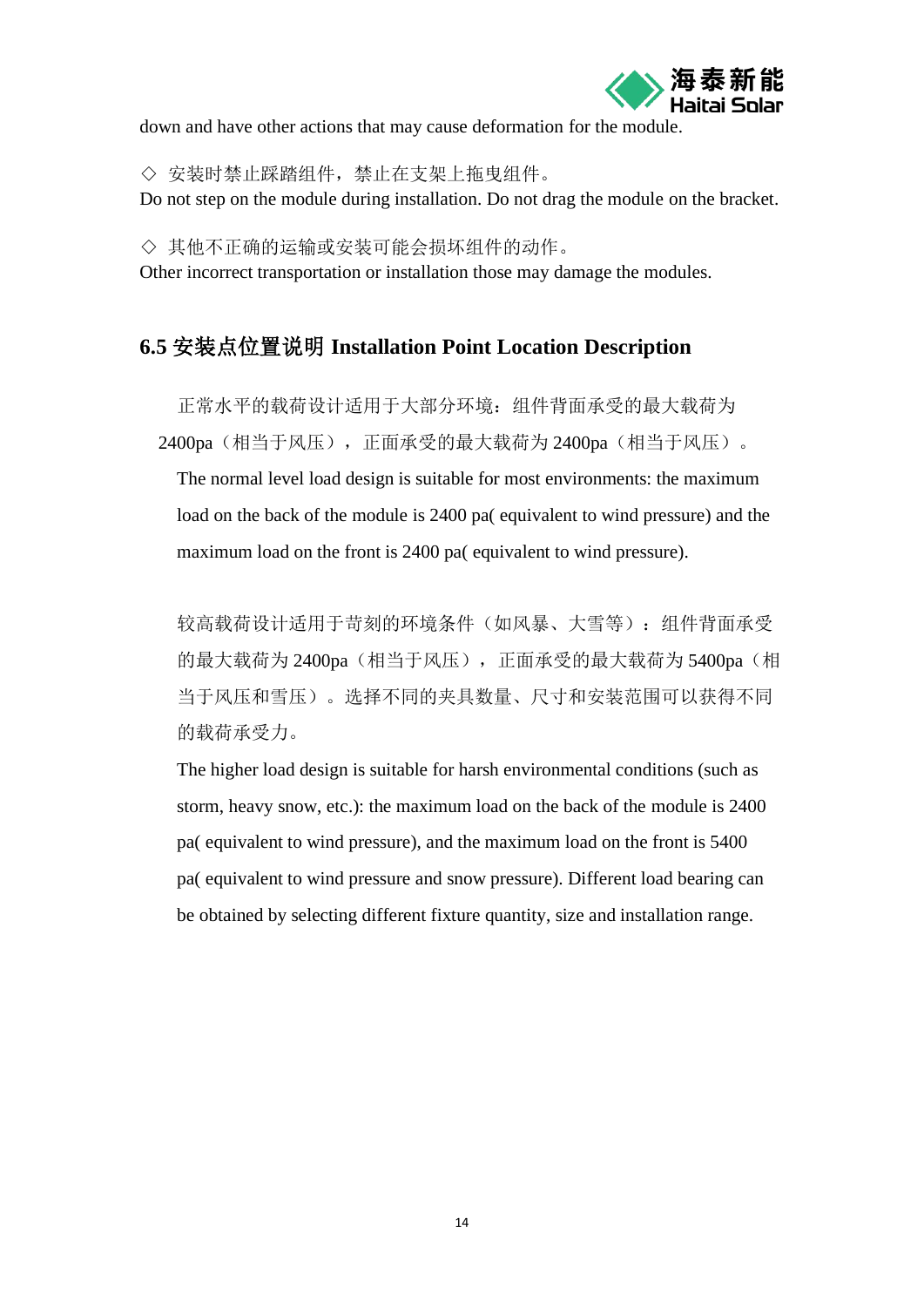down and have other actions that may cause deformation for the module.

◇ 安装时禁止踩踏组件，禁止在支架上拖曳组件。
Do not step on the module during installation. Do not drag the module on the bracket.

◇ 其他不正确的运输或安装可能会损坏组件的动作。
Other incorrect transportation or installation those may damage the modules.

## 6.5 安装点位置说明 Installation Point Location Description

正常水平的载荷设计适用于大部分环境：组件背面承受的最大载荷为2400pa（相当于风压），正面承受的最大载荷为 2400pa（相当于风压）。

The normal level load design is suitable for most environments: the maximum load on the back of the module is 2400 pa( equivalent to wind pressure) and the maximum load on the front is 2400 pa( equivalent to wind pressure).

较高载荷设计适用于苛刻的环境条件（如风暴、大雪等）：组件背面承受的最大载荷为 2400pa（相当于风压），正面承受的最大载荷为 5400pa（相当于风压和雪压）。选择不同的夹具数量、尺寸和安装范围可以获得不同的载荷承受力。

The higher load design is suitable for harsh environmental conditions (such as storm, heavy snow, etc.): the maximum load on the back of the module is 2400 pa( equivalent to wind pressure), and the maximum load on the front is 5400 pa( equivalent to wind pressure and snow pressure). Different load bearing can be obtained by selecting different fixture quantity, size and installation range.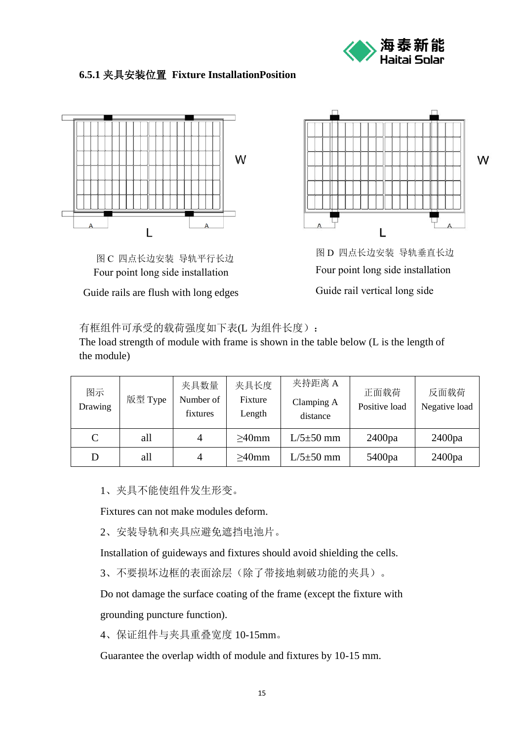### 6.5.1 夹具安装位置 Fixture InstallationPosition

图 C 四点长边安装 导轨平行长边

Four point long side installation

Guide rails are flush with long edges

图 D 四点长边安装 导轨垂直长边

Four point long side installation

Guide rail vertical long side

有框组件可承受的载荷强度如下表(L 为组件长度）：

The load strength of module with frame is shown in the table below (L is the length of the module)

| 图示 Drawing | 版型 Type | 夹具数量 Number of fixtures | 夹具长度 Fixture Length | 夹持距离 A Clamping A distance | 正面载荷 Positive load | 反面载荷 Negative load |
|---|---|---|---|---|---|---|
| C | all | 4 | ≥40mm | L/5±50 mm | 2400pa | 2400pa |
| D | all | 4 | ≥40mm | L/5±50 mm | 5400pa | 2400pa |

1、夹具不能使组件发生形变。

Fixtures can not make modules deform.

2、安装导轨和夹具应避免遮挡电池片。

Installation of guideways and fixtures should avoid shielding the cells.

3、不要损坏边框的表面涂层（除了带接地刺破功能的夹具）。

Do not damage the surface coating of the frame (except the fixture with grounding puncture function).

4、保证组件与夹具重叠宽度 10-15mm。

Guarantee the overlap width of module and fixtures by 10-15 mm.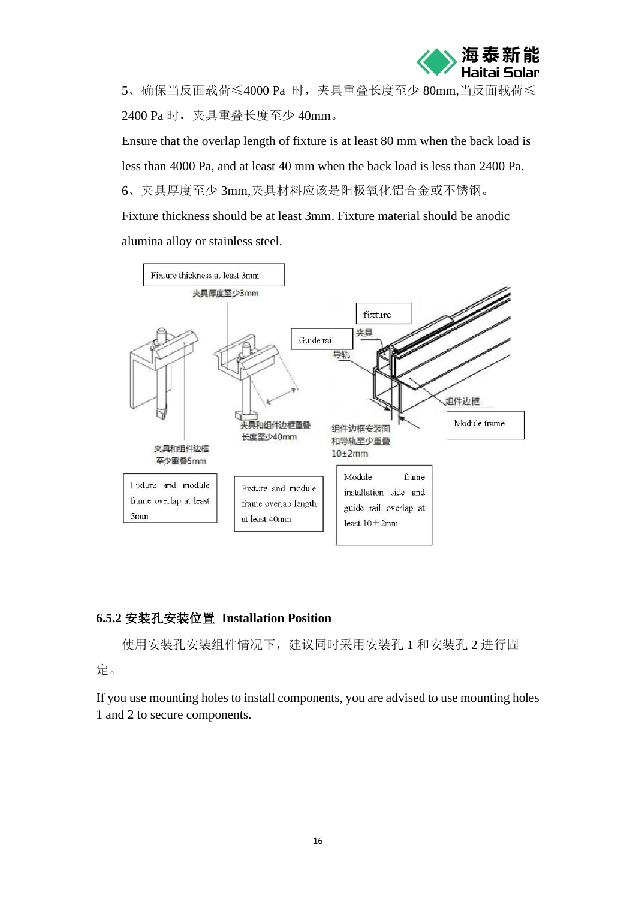5、确保当反面载荷≤4000 Pa 时，夹具重叠长度至少 80mm,当反面载荷≤2400 Pa 时，夹具重叠长度至少 40mm。

Ensure that the overlap length of fixture is at least 80 mm when the back load is less than 4000 Pa, and at least 40 mm when the back load is less than 2400 Pa.

6、夹具厚度至少 3mm,夹具材料应该是阳极氧化铝合金或不锈钢。

Fixture thickness should be at least 3mm. Fixture material should be anodic alumina alloy or stainless steel.

Fixture thickness at least 3mm
夹具厚度至少3mm

fixture
夹具

Guide rail
导轨

组件边框
Module frame

夹具和组件边框至少重叠5mm
Fixture and module frame overlap at least 5mm

夹具和组件边框重叠长度至少40mm
Fixture and module frame overlap length at least 40mm

组件边框安装面和导轨至少重叠10±2mm
Module frame installation side and guide rail overlap at least 10±2mm

### 6.5.2 安装孔安装位置 Installation Position

使用安装孔安装组件情况下，建议同时采用安装孔 1 和安装孔 2 进行固定。

If you use mounting holes to install components, you are advised to use mounting holes 1 and 2 to secure components.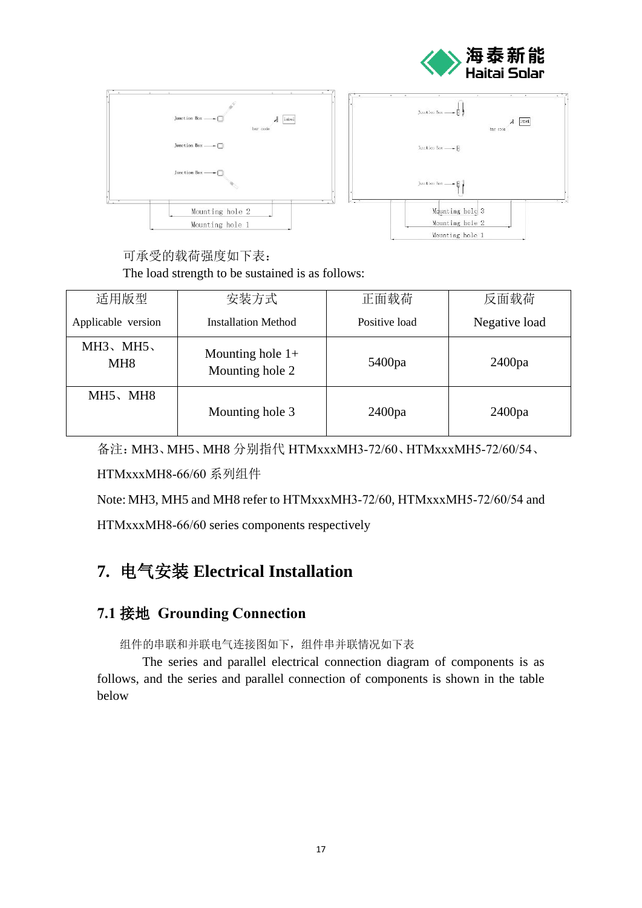可承受的载荷强度如下表：

The load strength to be sustained is as follows:

| 适用版型 Applicable version | 安装方式 Installation Method | 正面载荷 Positive load | 反面载荷 Negative load |
|---|---|---|---|
| MH3、MH5、MH8 | Mounting hole 1+ Mounting hole 2 | 5400pa | 2400pa |
| MH5、MH8 | Mounting hole 3 | 2400pa | 2400pa |

备注: MH3、MH5、MH8 分别指代 HTMxxxMH3-72/60、HTMxxxMH5-72/60/54、HTMxxxMH8-66/60 系列组件

Note: MH3, MH5 and MH8 refer to HTMxxxMH3-72/60, HTMxxxMH5-72/60/54 and HTMxxxMH8-66/60 series components respectively

## 7. 电气安装 Electrical Installation

### 7.1 接地 Grounding Connection

组件的串联和并联电气连接图如下，组件串并联情况如下表

The series and parallel electrical connection diagram of components is as follows, and the series and parallel connection of components is shown in the table below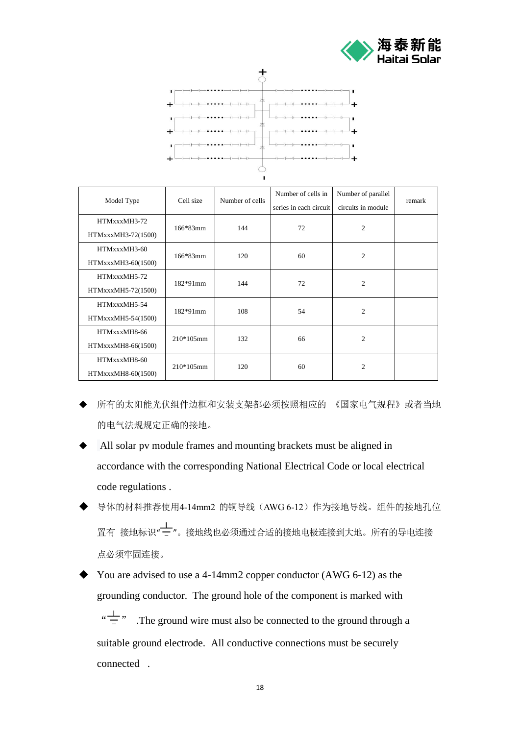| Model Type | Cell size | Number of cells | Number of cells in series in each circuit | Number of parallel circuits in module | remark |
|---|---|---|---|---|---|
| HTMxxxMH3-72<br>HTMxxxMH3-72(1500) | 166*83mm | 144 | 72 | 2 | |
| HTMxxxMH3-60<br>HTMxxxMH3-60(1500) | 166*83mm | 120 | 60 | 2 | |
| HTMxxxMH5-72<br>HTMxxxMH5-72(1500) | 182*91mm | 144 | 72 | 2 | |
| HTMxxxMH5-54<br>HTMxxxMH5-54(1500) | 182*91mm | 108 | 54 | 2 | |
| HTMxxxMH8-66<br>HTMxxxMH8-66(1500) | 210*105mm | 132 | 66 | 2 | |
| HTMxxxMH8-60<br>HTMxxxMH8-60(1500) | 210*105mm | 120 | 60 | 2 | |

- 所有的太阳能光伏组件边框和安装支架都必须按照相应的《国家电气规程》或者当地的电气法规规定正确的接地。
- All solar pv module frames and mounting brackets must be aligned in accordance with the corresponding National Electrical Code or local electrical code regulations .
- 导体的材料推荐使用4-14mm2 的铜导线（AWG 6-12）作为接地导线。组件的接地孔位置有 接地标识"⏚"。接地线也必须通过合适的接地电极连接到大地。所有的导电连接点必须牢固连接。
- You are advised to use a 4-14mm2 copper conductor (AWG 6-12) as the grounding conductor. The ground hole of the component is marked with "⏚" .The ground wire must also be connected to the ground through a suitable ground electrode. All conductive connections must be securely connected .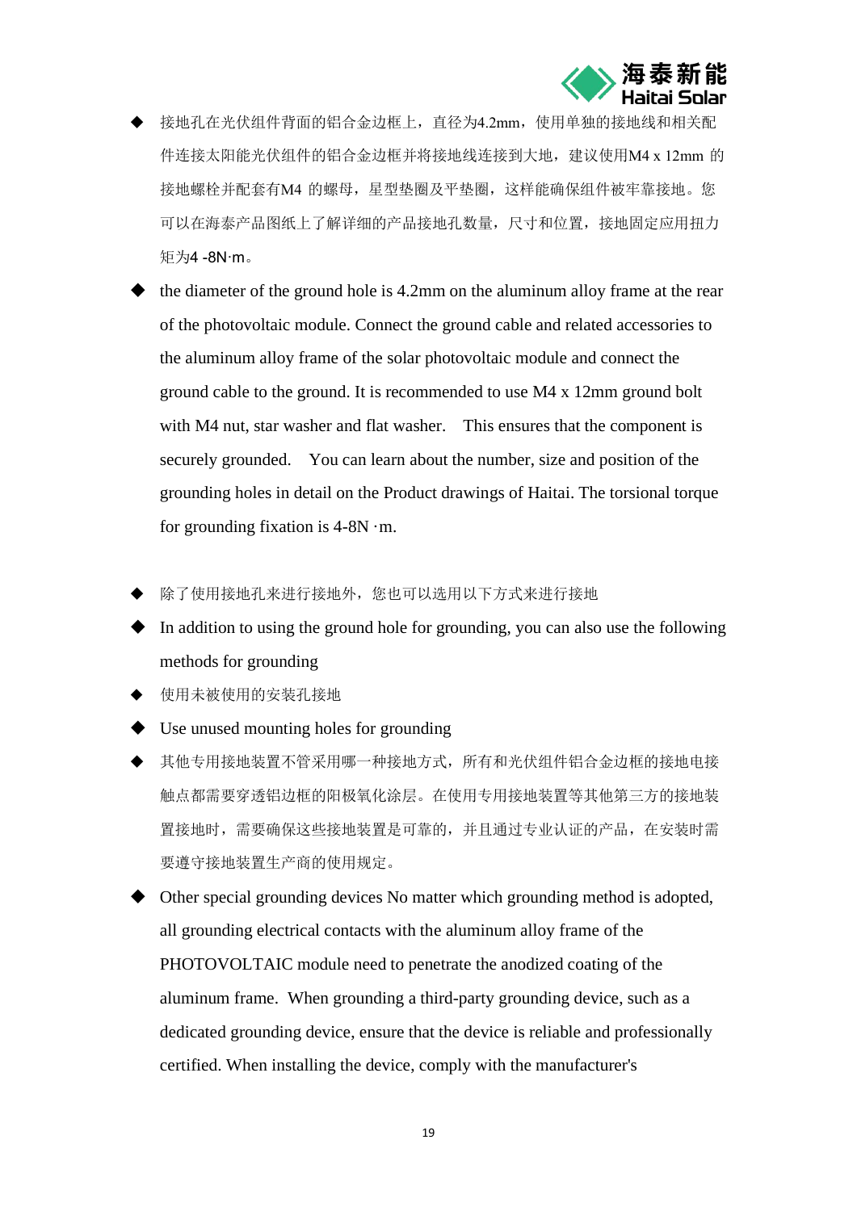- 接地孔在光伏组件背面的铝合金边框上，直径为4.2mm，使用单独的接地线和相关配件连接太阳能光伏组件的铝合金边框并将接地线连接到大地，建议使用M4 x 12mm 的接地螺栓并配套有M4 的螺母，星型垫圈及平垫圈，这样能确保组件被牢靠接地。您可以在海泰产品图纸上了解详细的产品接地孔数量，尺寸和位置，接地固定应用扭力矩为4 -8N·m。
- the diameter of the ground hole is 4.2mm on the aluminum alloy frame at the rear of the photovoltaic module. Connect the ground cable and related accessories to the aluminum alloy frame of the solar photovoltaic module and connect the ground cable to the ground. It is recommended to use M4 x 12mm ground bolt with M4 nut, star washer and flat washer. This ensures that the component is securely grounded. You can learn about the number, size and position of the grounding holes in detail on the Product drawings of Haitai. The torsional torque for grounding fixation is 4-8N ·m.

- 除了使用接地孔来进行接地外，您也可以选用以下方式来进行接地
- In addition to using the ground hole for grounding, you can also use the following methods for grounding
- 使用未被使用的安装孔接地
- Use unused mounting holes for grounding
- 其他专用接地装置不管采用哪一种接地方式，所有和光伏组件铝合金边框的接地电接触点都需要穿透铝边框的阳极氧化涂层。在使用专用接地装置等其他第三方的接地装置接地时，需要确保这些接地装置是可靠的，并且通过专业认证的产品，在安装时需要遵守接地装置生产商的使用规定。
- Other special grounding devices No matter which grounding method is adopted, all grounding electrical contacts with the aluminum alloy frame of the PHOTOVOLTAIC module need to penetrate the anodized coating of the aluminum frame. When grounding a third-party grounding device, such as a dedicated grounding device, ensure that the device is reliable and professionally certified. When installing the device, comply with the manufacturer's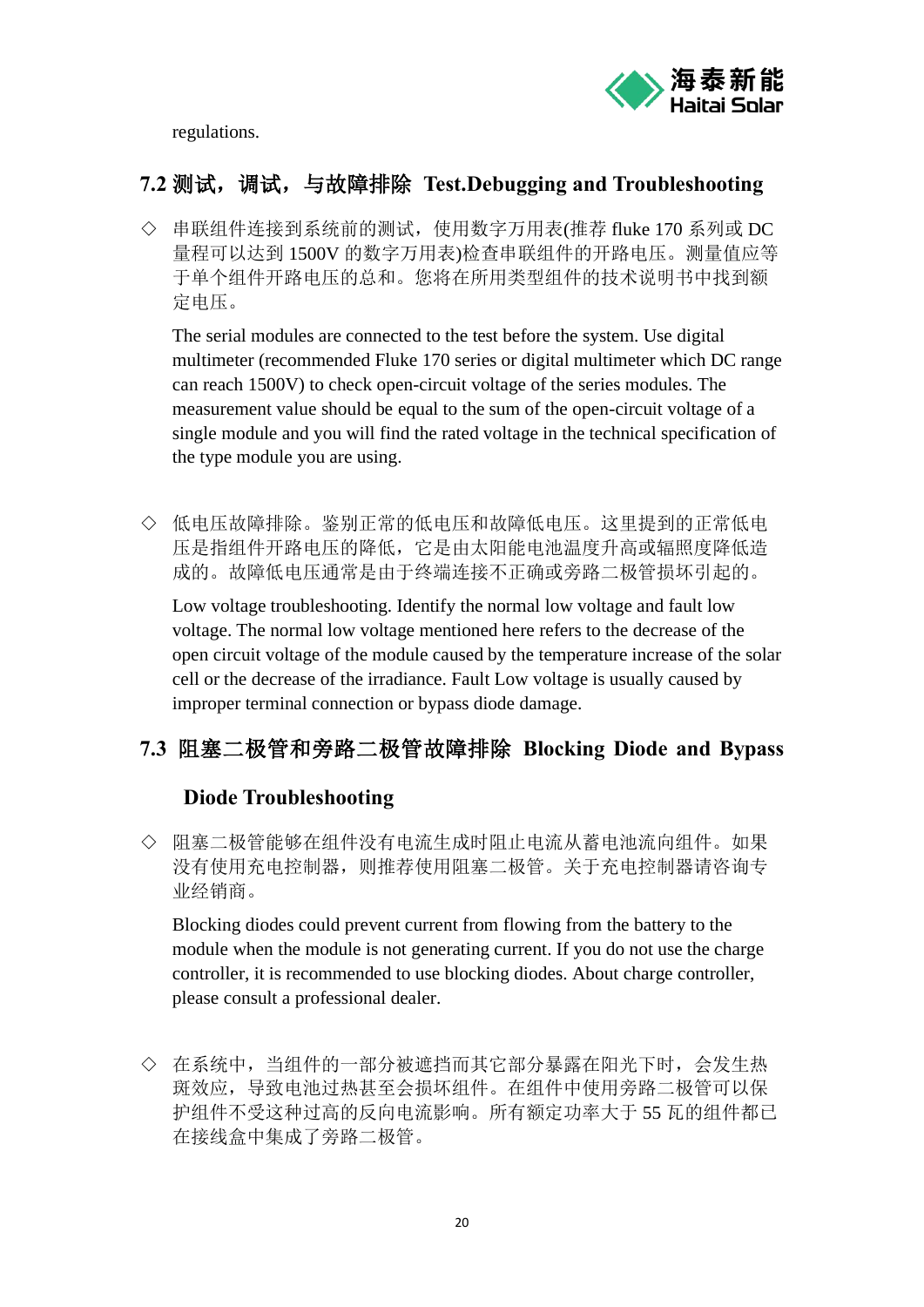regulations.

## 7.2 测试，调试，与故障排除 Test.Debugging and Troubleshooting

◇ 串联组件连接到系统前的测试，使用数字万用表(推荐 fluke 170 系列或 DC 量程可以达到 1500V 的数字万用表)检查串联组件的开路电压。测量值应等于单个组件开路电压的总和。您将在所用类型组件的技术说明书中找到额定电压。

The serial modules are connected to the test before the system. Use digital multimeter (recommended Fluke 170 series or digital multimeter which DC range can reach 1500V) to check open-circuit voltage of the series modules. The measurement value should be equal to the sum of the open-circuit voltage of a single module and you will find the rated voltage in the technical specification of the type module you are using.

◇ 低电压故障排除。鉴别正常的低电压和故障低电压。这里提到的正常低电压是指组件开路电压的降低，它是由太阳能电池温度升高或辐照度降低造成的。故障低电压通常是由于终端连接不正确或旁路二极管损坏引起的。

Low voltage troubleshooting. Identify the normal low voltage and fault low voltage. The normal low voltage mentioned here refers to the decrease of the open circuit voltage of the module caused by the temperature increase of the solar cell or the decrease of the irradiance. Fault Low voltage is usually caused by improper terminal connection or bypass diode damage.

## 7.3 阻塞二极管和旁路二极管故障排除 Blocking Diode and Bypass Diode Troubleshooting

◇ 阻塞二极管能够在组件没有电流生成时阻止电流从蓄电池流向组件。如果没有使用充电控制器，则推荐使用阻塞二极管。关于充电控制器请咨询专业经销商。

Blocking diodes could prevent current from flowing from the battery to the module when the module is not generating current. If you do not use the charge controller, it is recommended to use blocking diodes. About charge controller, please consult a professional dealer.

◇ 在系统中，当组件的一部分被遮挡而其它部分暴露在阳光下时，会发生热斑效应，导致电池过热甚至会损坏组件。在组件中使用旁路二极管可以保护组件不受这种过高的反向电流影响。所有额定功率大于 55 瓦的组件都已在接线盒中集成了旁路二极管。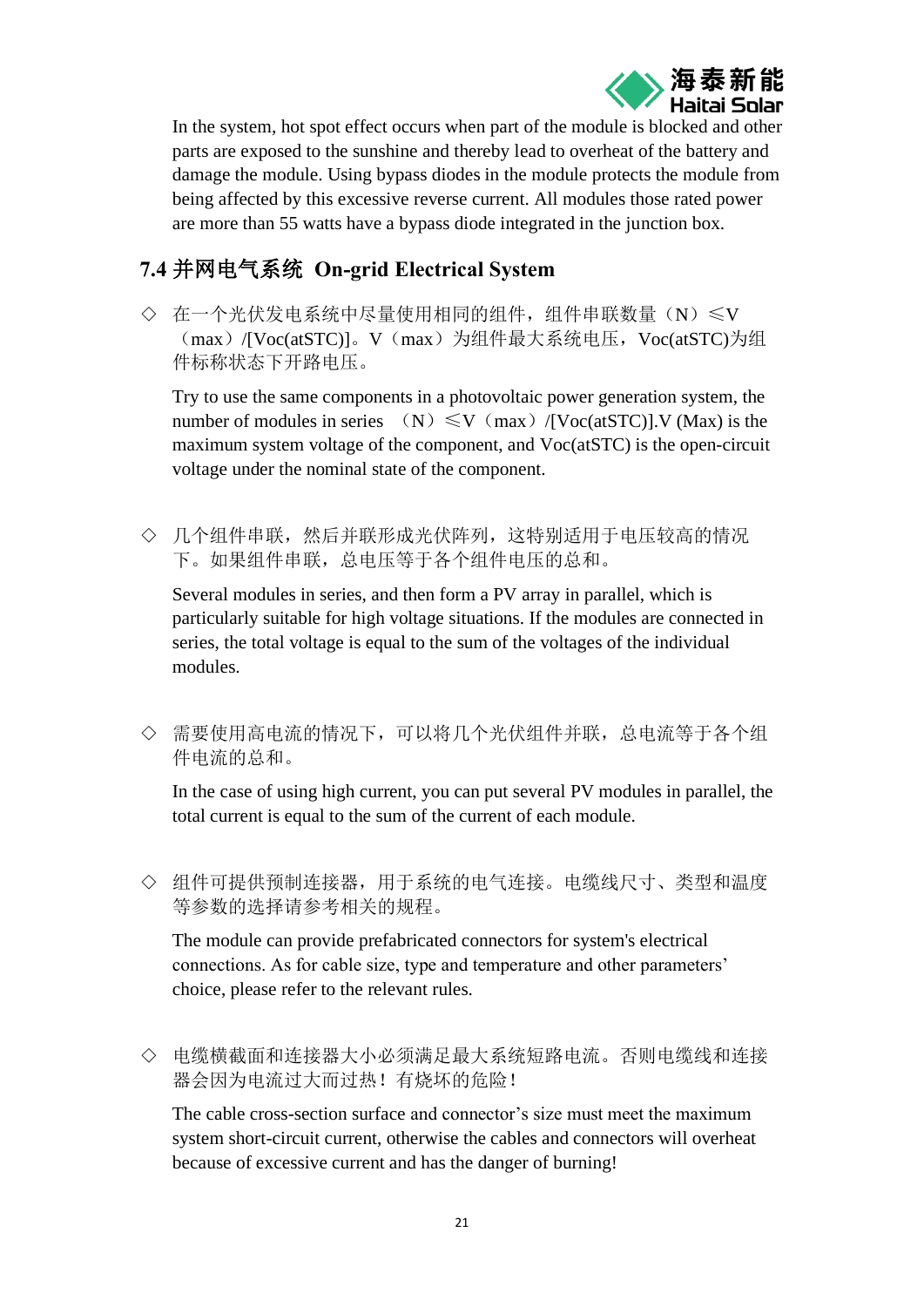In the system, hot spot effect occurs when part of the module is blocked and other parts are exposed to the sunshine and thereby lead to overheat of the battery and damage the module. Using bypass diodes in the module protects the module from being affected by this excessive reverse current. All modules those rated power are more than 55 watts have a bypass diode integrated in the junction box.

## 7.4 并网电气系统 On-grid Electrical System

◇ 在一个光伏发电系统中尽量使用相同的组件，组件串联数量（N）≤V（max）/[Voc(atSTC)]。V（max）为组件最大系统电压，Voc(atSTC)为组件标称状态下开路电压。

Try to use the same components in a photovoltaic power generation system, the number of modules in series （N）≤V（max）/[Voc(atSTC)].V (Max) is the maximum system voltage of the component, and Voc(atSTC) is the open-circuit voltage under the nominal state of the component.

◇ 几个组件串联，然后并联形成光伏阵列，这特别适用于电压较高的情况下。如果组件串联，总电压等于各个组件电压的总和。

Several modules in series, and then form a PV array in parallel, which is particularly suitable for high voltage situations. If the modules are connected in series, the total voltage is equal to the sum of the voltages of the individual modules.

◇ 需要使用高电流的情况下，可以将几个光伏组件并联，总电流等于各个组件电流的总和。

In the case of using high current, you can put several PV modules in parallel, the total current is equal to the sum of the current of each module.

◇ 组件可提供预制连接器，用于系统的电气连接。电缆线尺寸、类型和温度等参数的选择请参考相关的规程。

The module can provide prefabricated connectors for system's electrical connections. As for cable size, type and temperature and other parameters' choice, please refer to the relevant rules.

◇ 电缆横截面和连接器大小必须满足最大系统短路电流。否则电缆线和连接器会因为电流过大而过热！有烧坏的危险！

The cable cross-section surface and connector's size must meet the maximum system short-circuit current, otherwise the cables and connectors will overheat because of excessive current and has the danger of burning!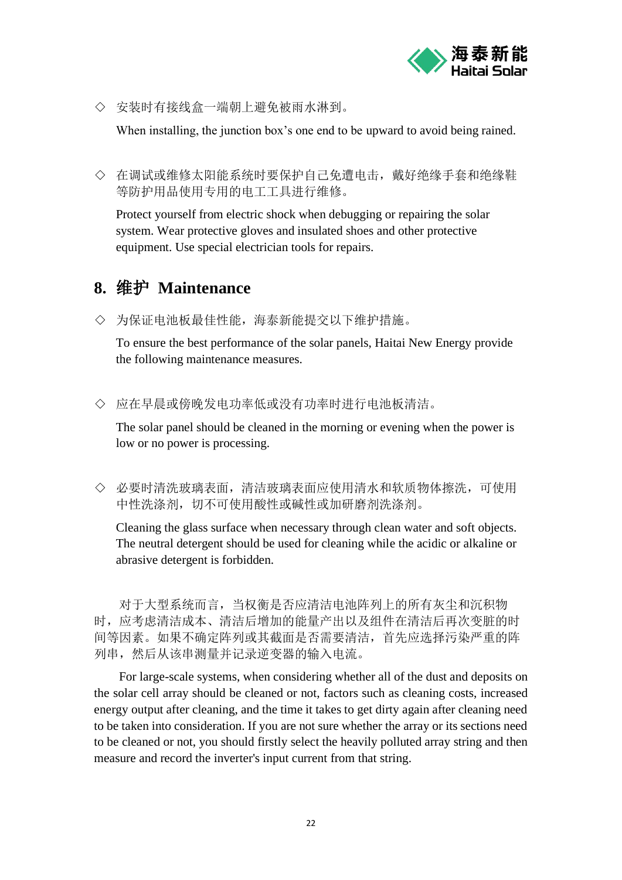◇ 安装时有接线盒一端朝上避免被雨水淋到。

When installing, the junction box's one end to be upward to avoid being rained.

◇ 在调试或维修太阳能系统时要保护自己免遭电击，戴好绝缘手套和绝缘鞋等防护用品使用专用的电工工具进行维修。

Protect yourself from electric shock when debugging or repairing the solar system. Wear protective gloves and insulated shoes and other protective equipment. Use special electrician tools for repairs.

## 8. 维护 Maintenance

◇ 为保证电池板最佳性能，海泰新能提交以下维护措施。

To ensure the best performance of the solar panels, Haitai New Energy provide the following maintenance measures.

◇ 应在早晨或傍晚发电功率低或没有功率时进行电池板清洁。

The solar panel should be cleaned in the morning or evening when the power is low or no power is processing.

◇ 必要时清洗玻璃表面，清洁玻璃表面应使用清水和软质物体擦洗，可使用中性洗涤剂，切不可使用酸性或碱性或加研磨剂洗涤剂。

Cleaning the glass surface when necessary through clean water and soft objects. The neutral detergent should be used for cleaning while the acidic or alkaline or abrasive detergent is forbidden.

对于大型系统而言，当权衡是否应清洁电池阵列上的所有灰尘和沉积物时，应考虑清洁成本、清洁后增加的能量产出以及组件在清洁后再次变脏的时间等因素。如果不确定阵列或其截面是否需要清洁，首先应选择污染严重的阵列串，然后从该串测量并记录逆变器的输入电流。

For large-scale systems, when considering whether all of the dust and deposits on the solar cell array should be cleaned or not, factors such as cleaning costs, increased energy output after cleaning, and the time it takes to get dirty again after cleaning need to be taken into consideration. If you are not sure whether the array or its sections need to be cleaned or not, you should firstly select the heavily polluted array string and then measure and record the inverter's input current from that string.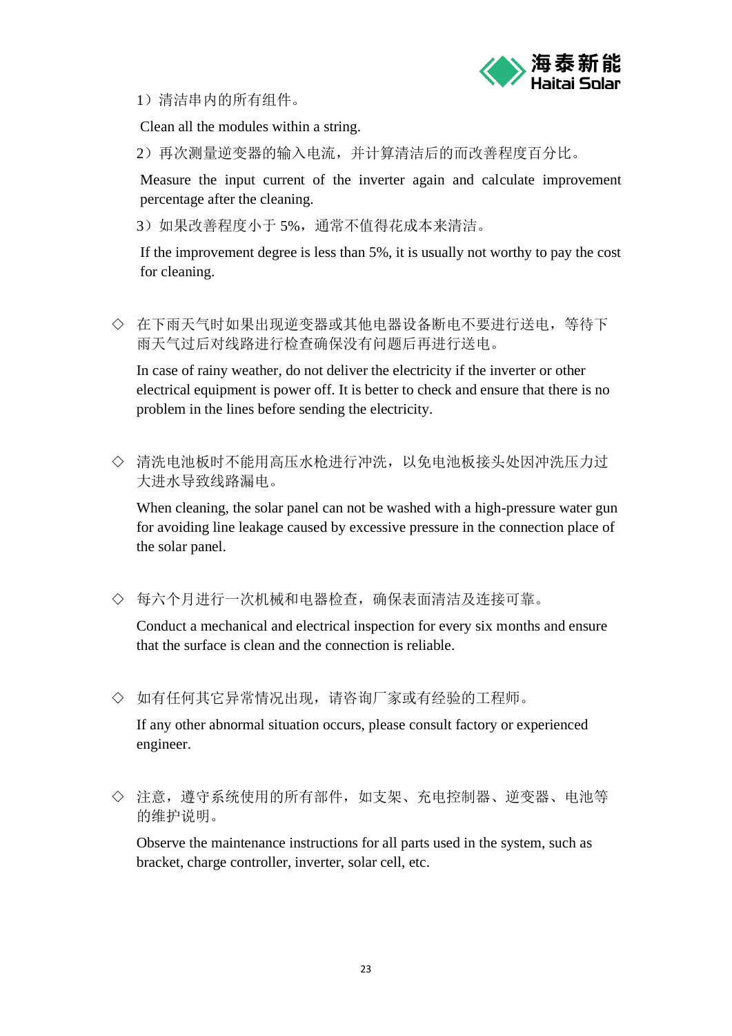1）清洁串内的所有组件。

Clean all the modules within a string.

2）再次测量逆变器的输入电流，并计算清洁后的而改善程度百分比。

Measure the input current of the inverter again and calculate improvement percentage after the cleaning.

3）如果改善程度小于 5%，通常不值得花成本来清洁。

If the improvement degree is less than 5%, it is usually not worthy to pay the cost for cleaning.

◇ 在下雨天气时如果出现逆变器或其他电器设备断电不要进行送电，等待下雨天气过后对线路进行检查确保没有问题后再进行送电。

In case of rainy weather, do not deliver the electricity if the inverter or other electrical equipment is power off. It is better to check and ensure that there is no problem in the lines before sending the electricity.

◇ 清洗电池板时不能用高压水枪进行冲洗，以免电池板接头处因冲洗压力过大进水导致线路漏电。

When cleaning, the solar panel can not be washed with a high-pressure water gun for avoiding line leakage caused by excessive pressure in the connection place of the solar panel.

◇ 每六个月进行一次机械和电器检查，确保表面清洁及连接可靠。

Conduct a mechanical and electrical inspection for every six months and ensure that the surface is clean and the connection is reliable.

◇ 如有任何其它异常情况出现，请咨询厂家或有经验的工程师。

If any other abnormal situation occurs, please consult factory or experienced engineer.

◇ 注意，遵守系统使用的所有部件，如支架、充电控制器、逆变器、电池等的维护说明。

Observe the maintenance instructions for all parts used in the system, such as bracket, charge controller, inverter, solar cell, etc.